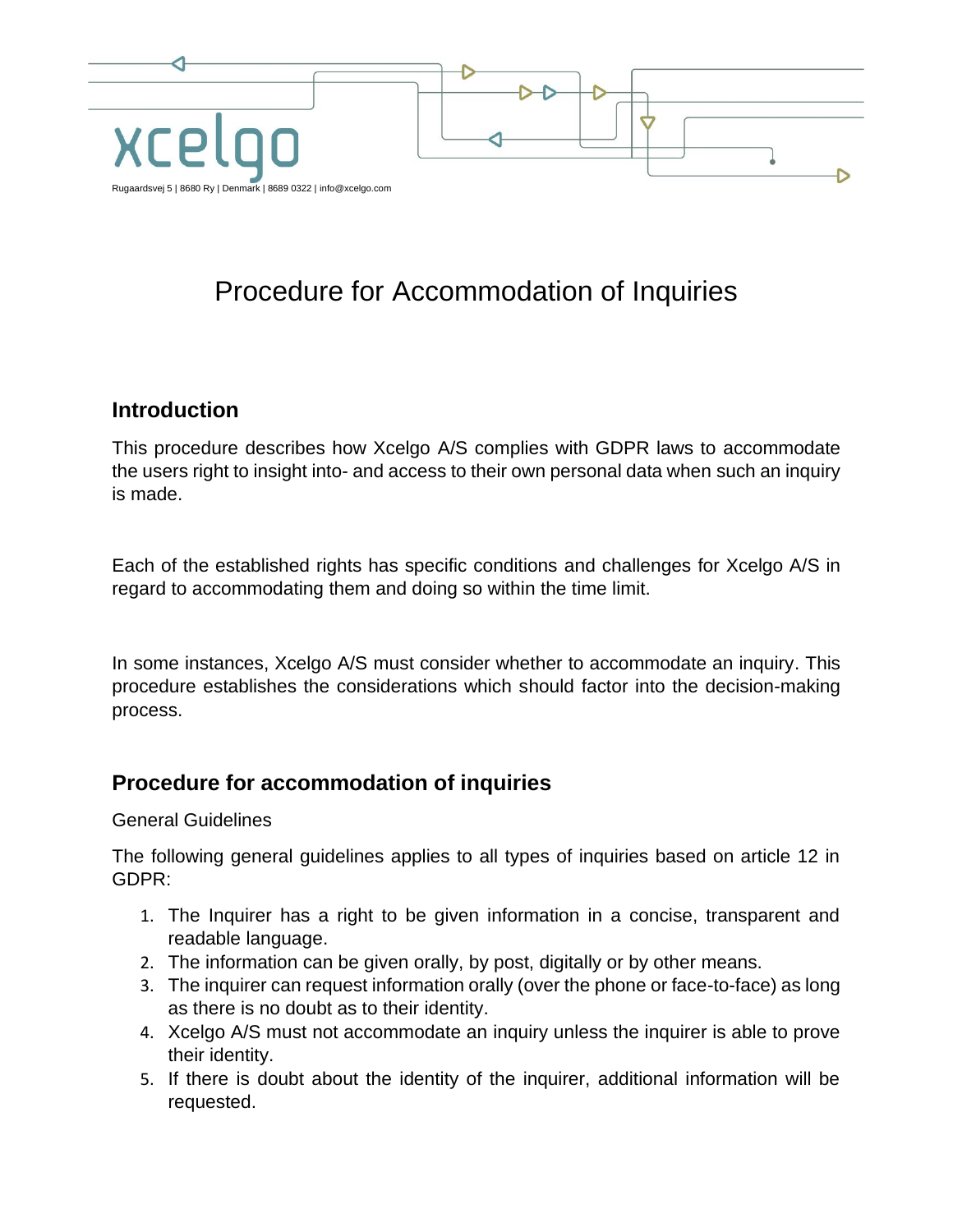# Procedure for Accommodation of Inquiries

## Introduction

This procedure describes how Xcelgo A/S complies with GDPR laws to accommodate the users right to insight into- and access to their own personal data when such an inquiry is made.

Each of the established rights has specific conditions and challenges for Xcelgo A/S in regard to accommodating them and doing so within the time limit.

In some instances, Xcelgo A/S must consider whether to accommodate an inquiry. This procedure establishes the considerations which should factor into the decision-making process.

## Procedure for accommodation of inquiries

General Guidelines

The following general guidelines applies to all types of inquiries based on article 12 in GDPR:

1. The Inquirer has a right to be given information in a concise, transparent and readable language.
2. The information can be given orally, by post, digitally or by other means.
3. The inquirer can request information orally (over the phone or face-to-face) as long as there is no doubt as to their identity.
4. Xcelgo A/S must not accommodate an inquiry unless the inquirer is able to prove their identity.
5. If there is doubt about the identity of the inquirer, additional information will be requested.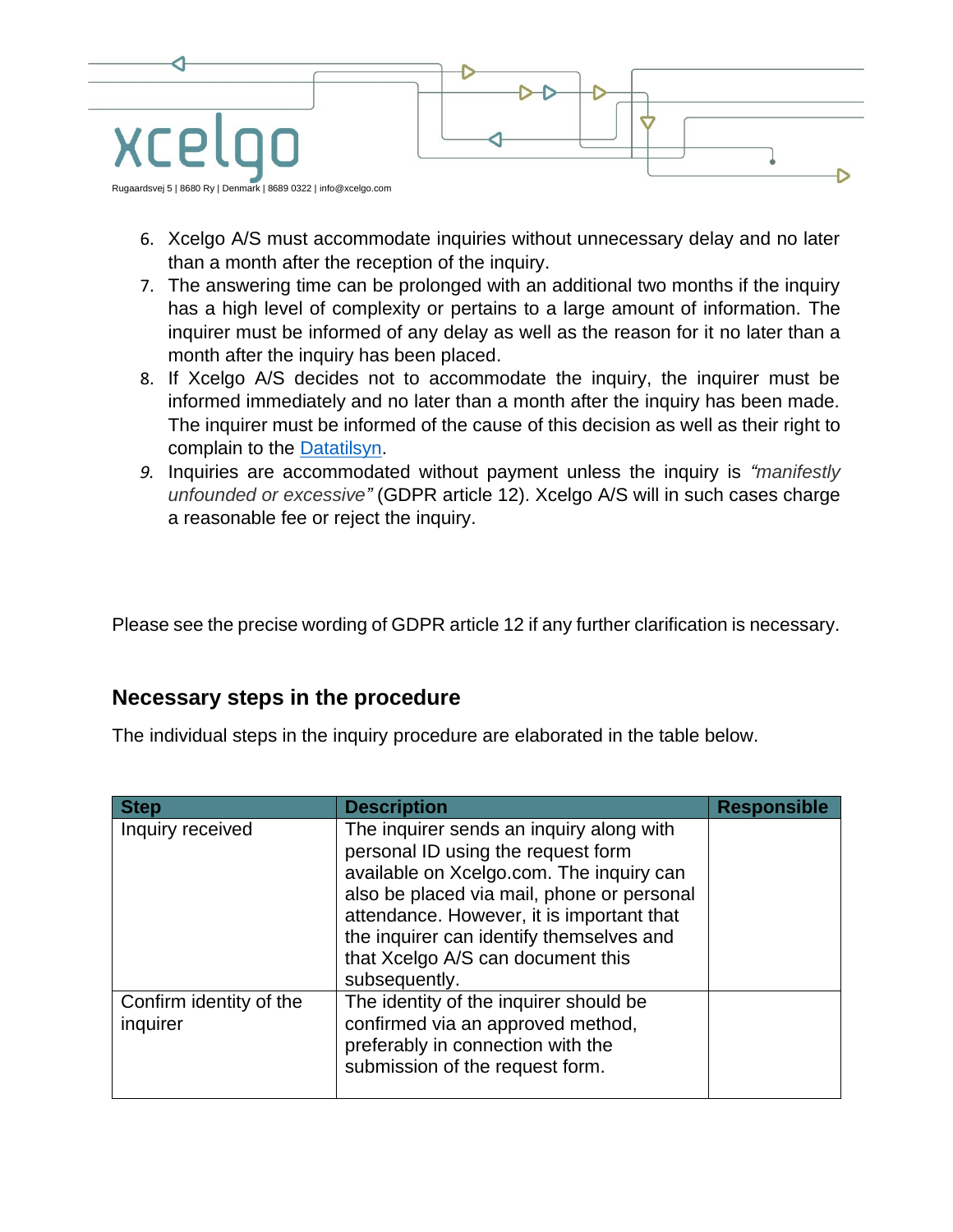6. Xcelgo A/S must accommodate inquiries without unnecessary delay and no later than a month after the reception of the inquiry.
7. The answering time can be prolonged with an additional two months if the inquiry has a high level of complexity or pertains to a large amount of information. The inquirer must be informed of any delay as well as the reason for it no later than a month after the inquiry has been placed.
8. If Xcelgo A/S decides not to accommodate the inquiry, the inquirer must be informed immediately and no later than a month after the inquiry has been made. The inquirer must be informed of the cause of this decision as well as their right to complain to the [Datatilsyn](#).
9. Inquiries are accommodated without payment unless the inquiry is *"manifestly unfounded or excessive"* (GDPR article 12). Xcelgo A/S will in such cases charge a reasonable fee or reject the inquiry.

Please see the precise wording of GDPR article 12 if any further clarification is necessary.

## Necessary steps in the procedure

The individual steps in the inquiry procedure are elaborated in the table below.

| Step | Description | Responsible |
| --- | --- | --- |
| Inquiry received | The inquirer sends an inquiry along with personal ID using the request form available on Xcelgo.com. The inquiry can also be placed via mail, phone or personal attendance. However, it is important that the inquirer can identify themselves and that Xcelgo A/S can document this subsequently. | |
| Confirm identity of the inquirer | The identity of the inquirer should be confirmed via an approved method, preferably in connection with the submission of the request form. | |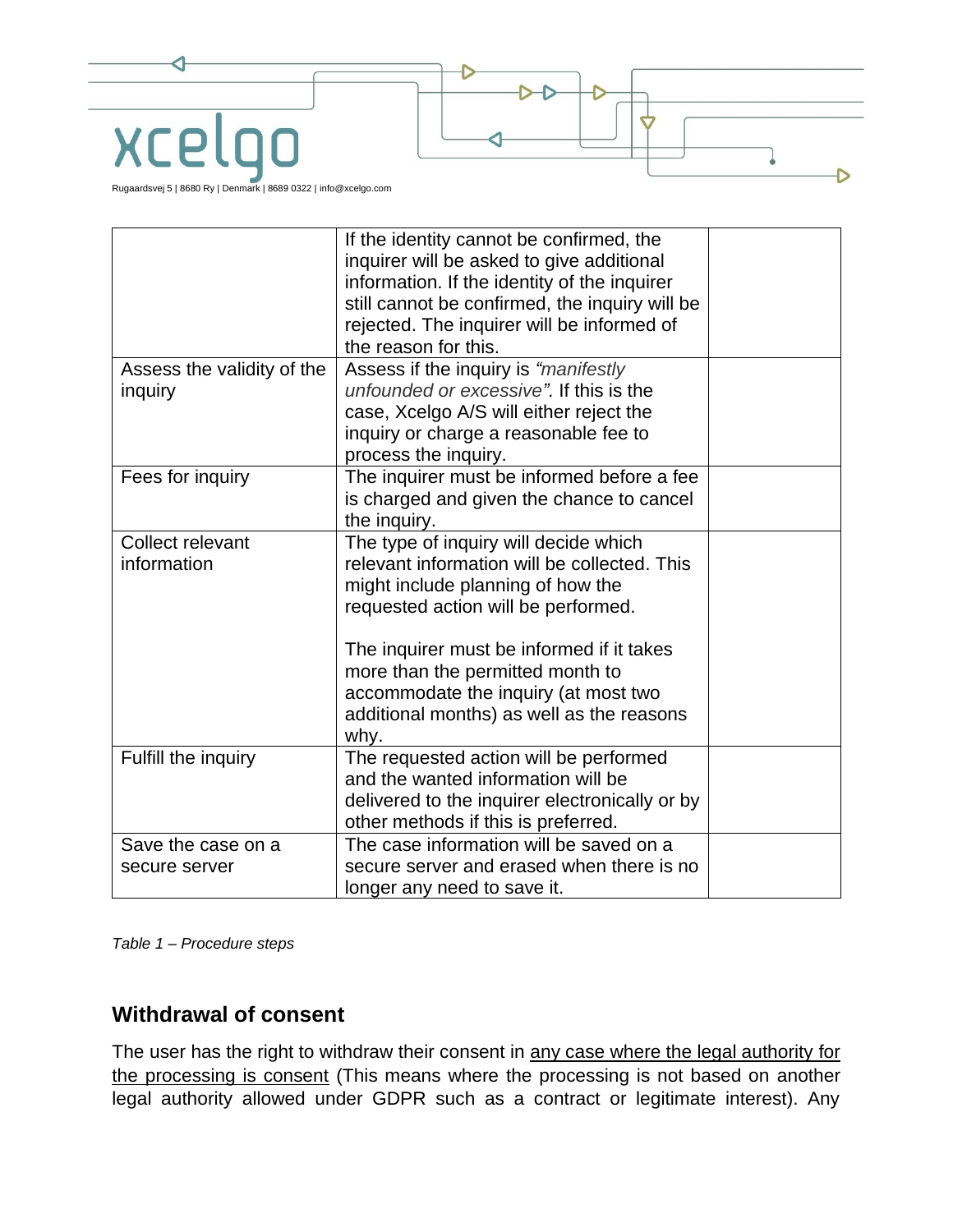| | | |
|---|---|---|
| | If the identity cannot be confirmed, the inquirer will be asked to give additional information. If the identity of the inquirer still cannot be confirmed, the inquiry will be rejected. The inquirer will be informed of the reason for this. | |
| Assess the validity of the inquiry | Assess if the inquiry is *"manifestly unfounded or excessive"*. If this is the case, Xcelgo A/S will either reject the inquiry or charge a reasonable fee to process the inquiry. | |
| Fees for inquiry | The inquirer must be informed before a fee is charged and given the chance to cancel the inquiry. | |
| Collect relevant information | The type of inquiry will decide which relevant information will be collected. This might include planning of how the requested action will be performed.<br><br>The inquirer must be informed if it takes more than the permitted month to accommodate the inquiry (at most two additional months) as well as the reasons why. | |
| Fulfill the inquiry | The requested action will be performed and the wanted information will be delivered to the inquirer electronically or by other methods if this is preferred. | |
| Save the case on a secure server | The case information will be saved on a secure server and erased when there is no longer any need to save it. | |

*Table 1 – Procedure steps*

## Withdrawal of consent

The user has the right to withdraw their consent in <u>any case where the legal authority for the processing is consent</u> (This means where the processing is not based on another legal authority allowed under GDPR such as a contract or legitimate interest). Any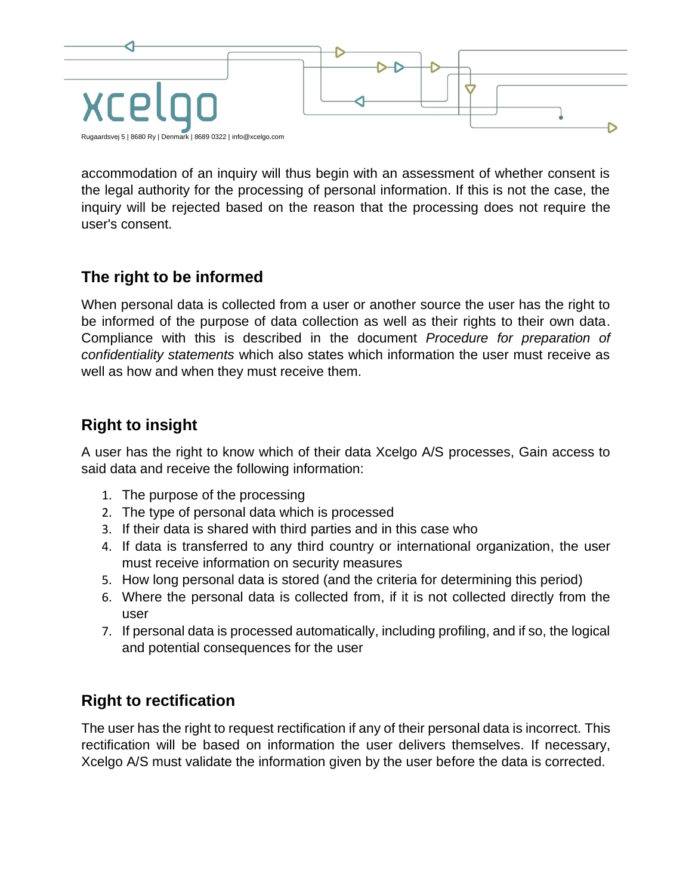accommodation of an inquiry will thus begin with an assessment of whether consent is the legal authority for the processing of personal information. If this is not the case, the inquiry will be rejected based on the reason that the processing does not require the user's consent.

## The right to be informed

When personal data is collected from a user or another source the user has the right to be informed of the purpose of data collection as well as their rights to their own data. Compliance with this is described in the document *Procedure for preparation of confidentiality statements* which also states which information the user must receive as well as how and when they must receive them.

## Right to insight

A user has the right to know which of their data Xcelgo A/S processes, Gain access to said data and receive the following information:

1. The purpose of the processing
2. The type of personal data which is processed
3. If their data is shared with third parties and in this case who
4. If data is transferred to any third country or international organization, the user must receive information on security measures
5. How long personal data is stored (and the criteria for determining this period)
6. Where the personal data is collected from, if it is not collected directly from the user
7. If personal data is processed automatically, including profiling, and if so, the logical and potential consequences for the user

## Right to rectification

The user has the right to request rectification if any of their personal data is incorrect. This rectification will be based on information the user delivers themselves. If necessary, Xcelgo A/S must validate the information given by the user before the data is corrected.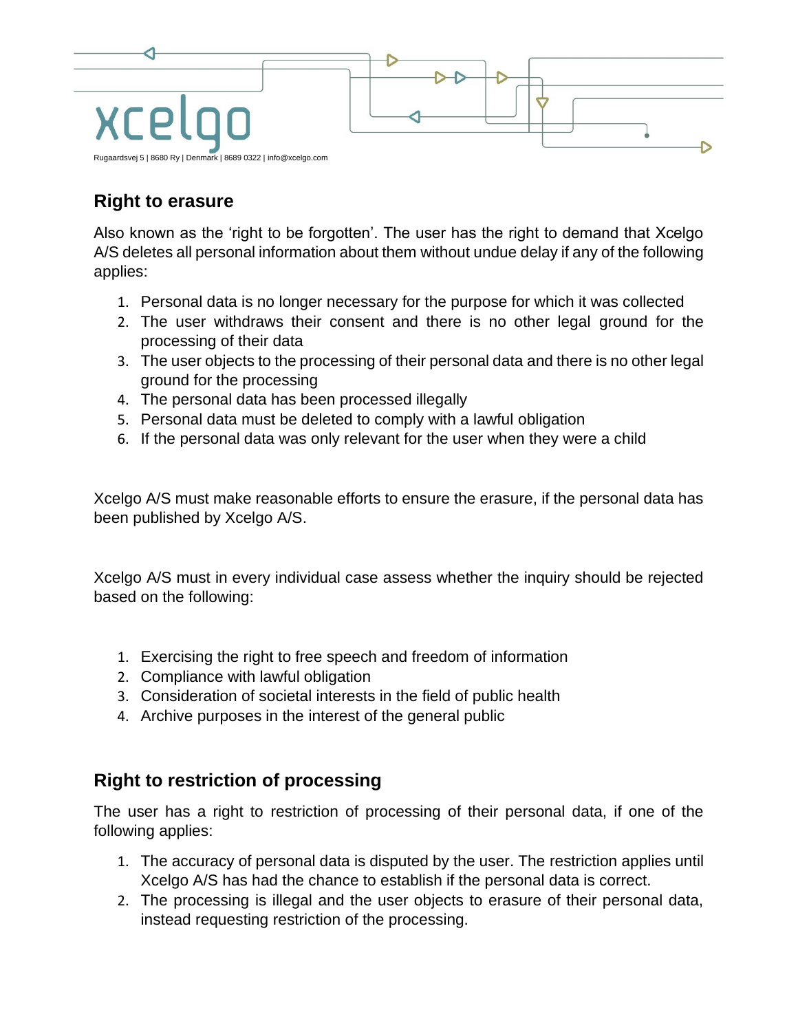## Right to erasure

Also known as the 'right to be forgotten'. The user has the right to demand that Xcelgo A/S deletes all personal information about them without undue delay if any of the following applies:

1. Personal data is no longer necessary for the purpose for which it was collected
2. The user withdraws their consent and there is no other legal ground for the processing of their data
3. The user objects to the processing of their personal data and there is no other legal ground for the processing
4. The personal data has been processed illegally
5. Personal data must be deleted to comply with a lawful obligation
6. If the personal data was only relevant for the user when they were a child

Xcelgo A/S must make reasonable efforts to ensure the erasure, if the personal data has been published by Xcelgo A/S.

Xcelgo A/S must in every individual case assess whether the inquiry should be rejected based on the following:

1. Exercising the right to free speech and freedom of information
2. Compliance with lawful obligation
3. Consideration of societal interests in the field of public health
4. Archive purposes in the interest of the general public

## Right to restriction of processing

The user has a right to restriction of processing of their personal data, if one of the following applies:

1. The accuracy of personal data is disputed by the user. The restriction applies until Xcelgo A/S has had the chance to establish if the personal data is correct.
2. The processing is illegal and the user objects to erasure of their personal data, instead requesting restriction of the processing.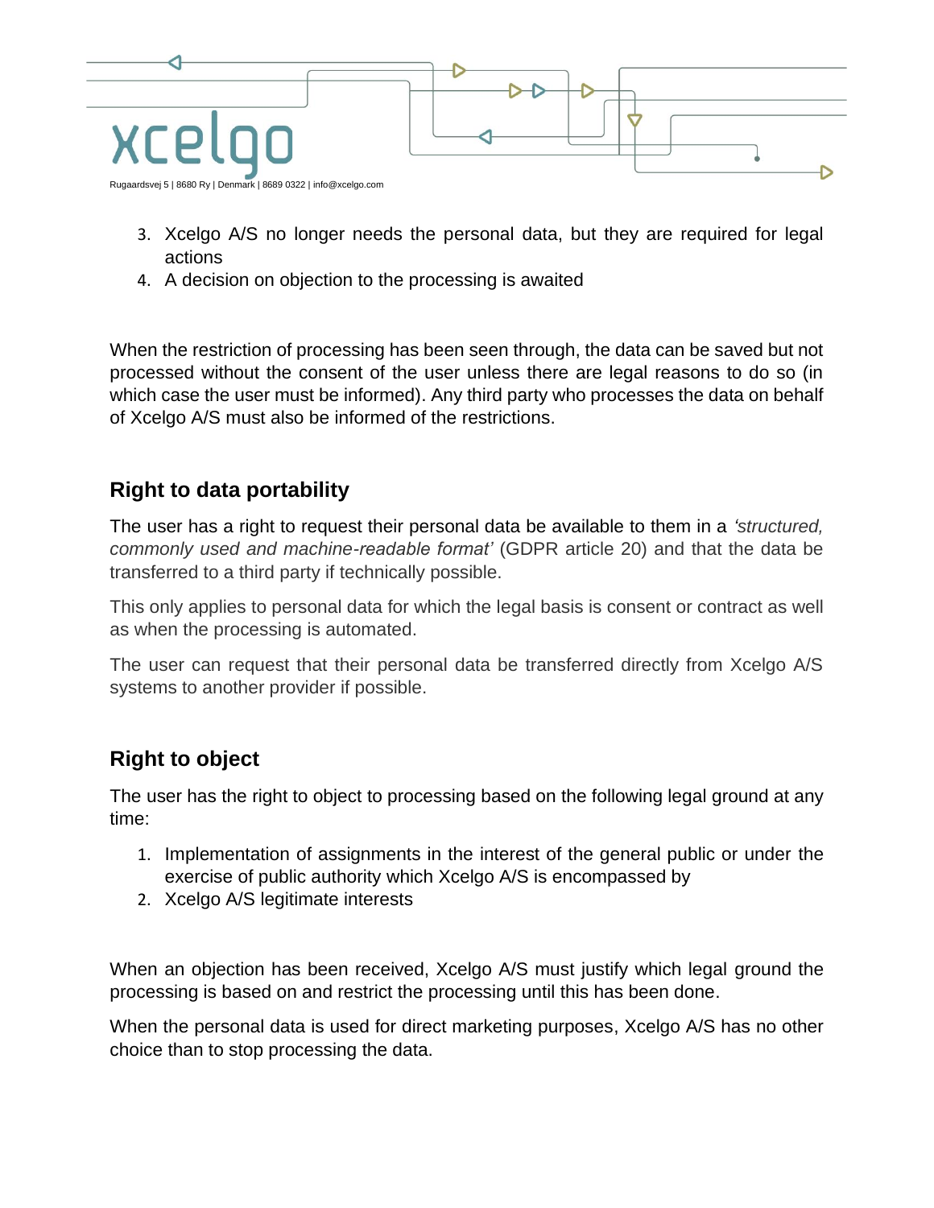3. Xcelgo A/S no longer needs the personal data, but they are required for legal actions
4. A decision on objection to the processing is awaited

When the restriction of processing has been seen through, the data can be saved but not processed without the consent of the user unless there are legal reasons to do so (in which case the user must be informed). Any third party who processes the data on behalf of Xcelgo A/S must also be informed of the restrictions.

## Right to data portability

The user has a right to request their personal data be available to them in a *'structured, commonly used and machine-readable format'* (GDPR article 20) and that the data be transferred to a third party if technically possible.

This only applies to personal data for which the legal basis is consent or contract as well as when the processing is automated.

The user can request that their personal data be transferred directly from Xcelgo A/S systems to another provider if possible.

## Right to object

The user has the right to object to processing based on the following legal ground at any time:

1. Implementation of assignments in the interest of the general public or under the exercise of public authority which Xcelgo A/S is encompassed by
2. Xcelgo A/S legitimate interests

When an objection has been received, Xcelgo A/S must justify which legal ground the processing is based on and restrict the processing until this has been done.

When the personal data is used for direct marketing purposes, Xcelgo A/S has no other choice than to stop processing the data.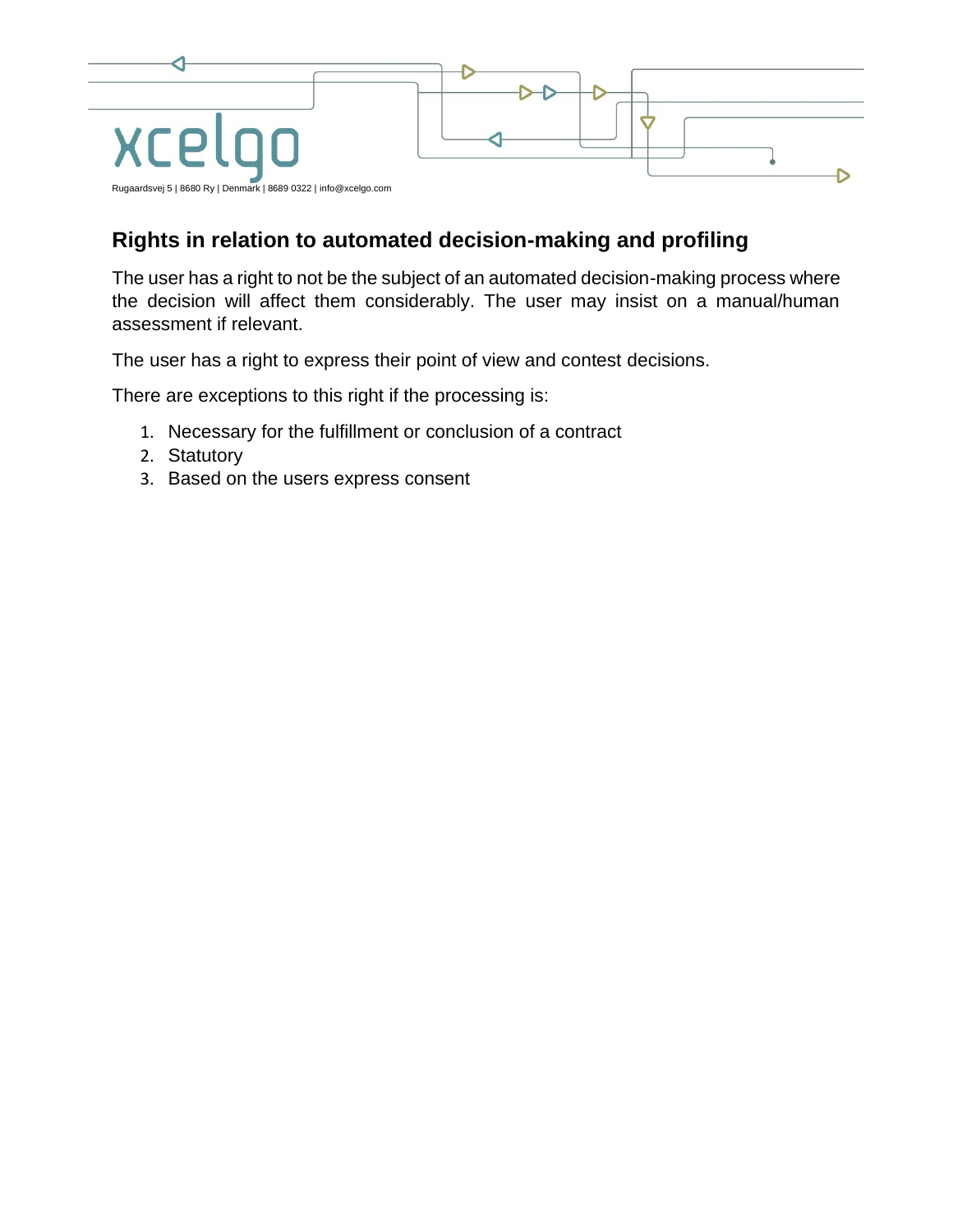## Rights in relation to automated decision-making and profiling

The user has a right to not be the subject of an automated decision-making process where the decision will affect them considerably. The user may insist on a manual/human assessment if relevant.

The user has a right to express their point of view and contest decisions.

There are exceptions to this right if the processing is:

1. Necessary for the fulfillment or conclusion of a contract
2. Statutory
3. Based on the users express consent